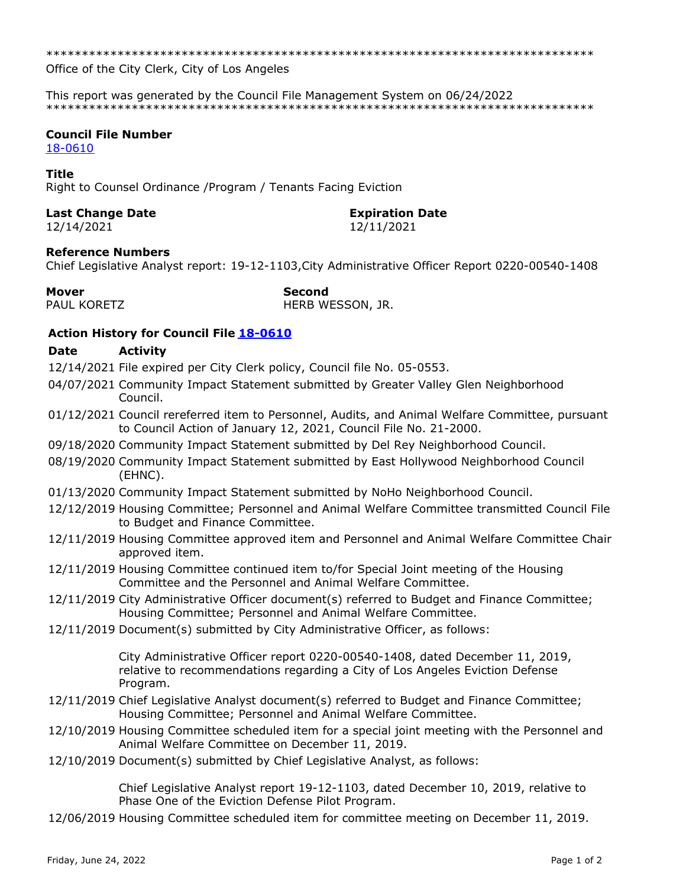******************************************************************************
Office of the City Clerk, City of Los Angeles

This report was generated by the Council File Management System on 06/24/2022
******************************************************************************

**Council File Number**
18-0610

**Title**
Right to Counsel Ordinance /Program / Tenants Facing Eviction

**Last Change Date**
12/14/2021

**Expiration Date**
12/11/2021

**Reference Numbers**
Chief Legislative Analyst report: 19-12-1103,City Administrative Officer Report 0220-00540-1408

**Mover**
PAUL KORETZ

**Second**
HERB WESSON, JR.

**Action History for Council File 18-0610**

| Date | Activity |
| --- | --- |
| 12/14/2021 | File expired per City Clerk policy, Council file No. 05-0553. |
| 04/07/2021 | Community Impact Statement submitted by Greater Valley Glen Neighborhood Council. |
| 01/12/2021 | Council rereferred item to Personnel, Audits, and Animal Welfare Committee, pursuant to Council Action of January 12, 2021, Council File No. 21-2000. |
| 09/18/2020 | Community Impact Statement submitted by Del Rey Neighborhood Council. |
| 08/19/2020 | Community Impact Statement submitted by East Hollywood Neighborhood Council (EHNC). |
| 01/13/2020 | Community Impact Statement submitted by NoHo Neighborhood Council. |
| 12/12/2019 | Housing Committee; Personnel and Animal Welfare Committee transmitted Council File to Budget and Finance Committee. |
| 12/11/2019 | Housing Committee approved item and Personnel and Animal Welfare Committee Chair approved item. |
| 12/11/2019 | Housing Committee continued item to/for Special Joint meeting of the Housing Committee and the Personnel and Animal Welfare Committee. |
| 12/11/2019 | City Administrative Officer document(s) referred to Budget and Finance Committee; Housing Committee; Personnel and Animal Welfare Committee. |
| 12/11/2019 | Document(s) submitted by City Administrative Officer, as follows:<br><br>City Administrative Officer report 0220-00540-1408, dated December 11, 2019, relative to recommendations regarding a City of Los Angeles Eviction Defense Program. |
| 12/11/2019 | Chief Legislative Analyst document(s) referred to Budget and Finance Committee; Housing Committee; Personnel and Animal Welfare Committee. |
| 12/10/2019 | Housing Committee scheduled item for a special joint meeting with the Personnel and Animal Welfare Committee on December 11, 2019. |
| 12/10/2019 | Document(s) submitted by Chief Legislative Analyst, as follows:<br><br>Chief Legislative Analyst report 19-12-1103, dated December 10, 2019, relative to Phase One of the Eviction Defense Pilot Program. |
| 12/06/2019 | Housing Committee scheduled item for committee meeting on December 11, 2019. |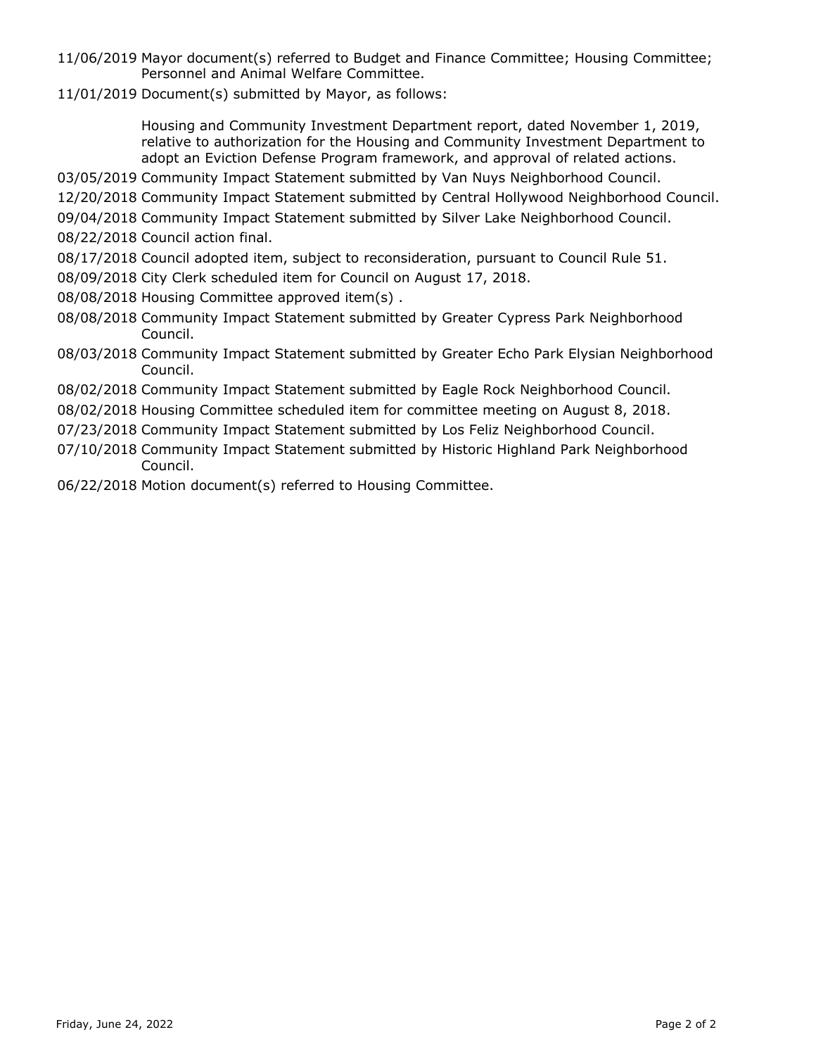11/06/2019 Mayor document(s) referred to Budget and Finance Committee; Housing Committee; Personnel and Animal Welfare Committee.

11/01/2019 Document(s) submitted by Mayor, as follows:

Housing and Community Investment Department report, dated November 1, 2019, relative to authorization for the Housing and Community Investment Department to adopt an Eviction Defense Program framework, and approval of related actions.

03/05/2019 Community Impact Statement submitted by Van Nuys Neighborhood Council.

12/20/2018 Community Impact Statement submitted by Central Hollywood Neighborhood Council.

09/04/2018 Community Impact Statement submitted by Silver Lake Neighborhood Council.

08/22/2018 Council action final.

08/17/2018 Council adopted item, subject to reconsideration, pursuant to Council Rule 51.

08/09/2018 City Clerk scheduled item for Council on August 17, 2018.

08/08/2018 Housing Committee approved item(s) .

08/08/2018 Community Impact Statement submitted by Greater Cypress Park Neighborhood Council.

08/03/2018 Community Impact Statement submitted by Greater Echo Park Elysian Neighborhood Council.

08/02/2018 Community Impact Statement submitted by Eagle Rock Neighborhood Council.

08/02/2018 Housing Committee scheduled item for committee meeting on August 8, 2018.

07/23/2018 Community Impact Statement submitted by Los Feliz Neighborhood Council.

07/10/2018 Community Impact Statement submitted by Historic Highland Park Neighborhood Council.

06/22/2018 Motion document(s) referred to Housing Committee.